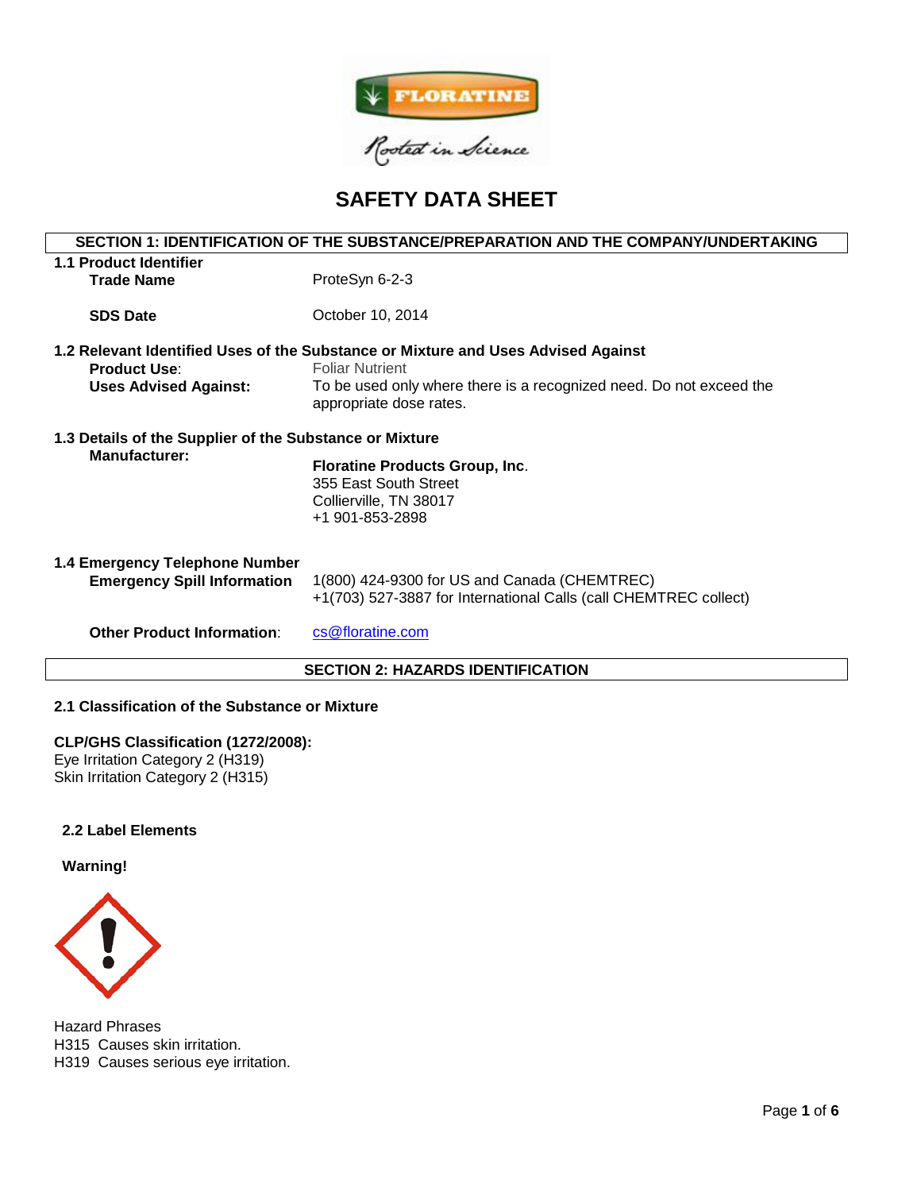FLORATINE

Rooted in Science

# SAFETY DATA SHEET

## SECTION 1: IDENTIFICATION OF THE SUBSTANCE/PREPARATION AND THE COMPANY/UNDERTAKING

**1.1 Product Identifier**

**Trade Name** ProteSyn 6-2-3

**SDS Date** October 10, 2014

**1.2 Relevant Identified Uses of the Substance or Mixture and Uses Advised Against**

**Product Use**: Foliar Nutrient

**Uses Advised Against:** To be used only where there is a recognized need. Do not exceed the appropriate dose rates.

**1.3 Details of the Supplier of the Substance or Mixture**

**Manufacturer:**

**Floratine Products Group, Inc**.
355 East South Street
Collierville, TN 38017
+1 901-853-2898

**1.4 Emergency Telephone Number**

**Emergency Spill Information** 1(800) 424-9300 for US and Canada (CHEMTREC)
+1(703) 527-3887 for International Calls (call CHEMTREC collect)

**Other Product Information**: cs@floratine.com

## SECTION 2: HAZARDS IDENTIFICATION

**2.1 Classification of the Substance or Mixture**

**CLP/GHS Classification (1272/2008):**
Eye Irritation Category 2 (H319)
Skin Irritation Category 2 (H315)

**2.2 Label Elements**

**Warning!**

Hazard Phrases
H315 Causes skin irritation.
H319 Causes serious eye irritation.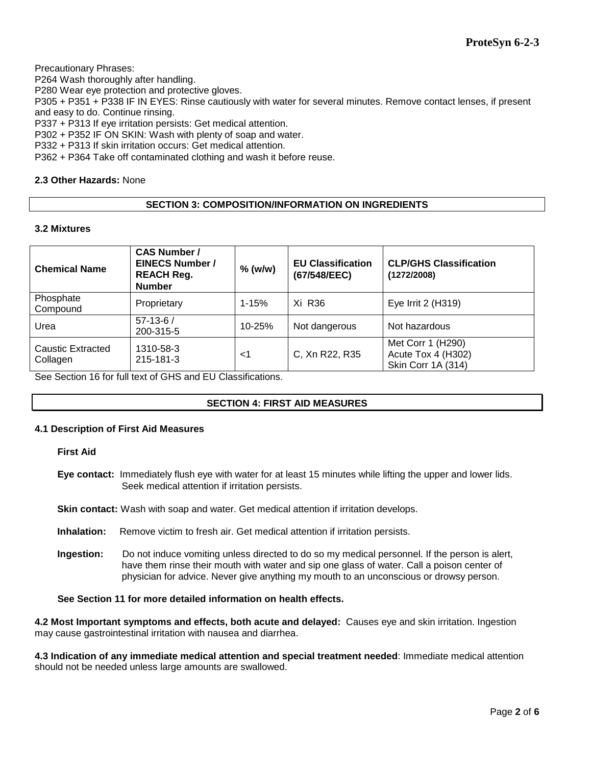Precautionary Phrases:
P264 Wash thoroughly after handling.
P280 Wear eye protection and protective gloves.
P305 + P351 + P338 IF IN EYES: Rinse cautiously with water for several minutes. Remove contact lenses, if present and easy to do. Continue rinsing.
P337 + P313 If eye irritation persists: Get medical attention.
P302 + P352 IF ON SKIN: Wash with plenty of soap and water.
P332 + P313 If skin irritation occurs: Get medical attention.
P362 + P364 Take off contaminated clothing and wash it before reuse.

**2.3 Other Hazards:** None

## SECTION 3: COMPOSITION/INFORMATION ON INGREDIENTS

### 3.2 Mixtures

| Chemical Name | CAS Number / EINECS Number / REACH Reg. Number | % (w/w) | EU Classification (67/548/EEC) | CLP/GHS Classification (1272/2008) |
|---|---|---|---|---|
| Phosphate Compound | Proprietary | 1-15% | Xi R36 | Eye Irrit 2 (H319) |
| Urea | 57-13-6 / 200-315-5 | 10-25% | Not dangerous | Not hazardous |
| Caustic Extracted Collagen | 1310-58-3 215-181-3 | <1 | C, Xn R22, R35 | Met Corr 1 (H290) Acute Tox 4 (H302) Skin Corr 1A (314) |

See Section 16 for full text of GHS and EU Classifications.

## SECTION 4: FIRST AID MEASURES

### 4.1 Description of First Aid Measures

**First Aid**

**Eye contact:** Immediately flush eye with water for at least 15 minutes while lifting the upper and lower lids. Seek medical attention if irritation persists.

**Skin contact:** Wash with soap and water. Get medical attention if irritation develops.

**Inhalation:** Remove victim to fresh air. Get medical attention if irritation persists.

**Ingestion:** Do not induce vomiting unless directed to do so my medical personnel. If the person is alert, have them rinse their mouth with water and sip one glass of water. Call a poison center of physician for advice. Never give anything my mouth to an unconscious or drowsy person.

**See Section 11 for more detailed information on health effects.**

**4.2 Most Important symptoms and effects, both acute and delayed:** Causes eye and skin irritation. Ingestion may cause gastrointestinal irritation with nausea and diarrhea.

**4.3 Indication of any immediate medical attention and special treatment needed**: Immediate medical attention should not be needed unless large amounts are swallowed.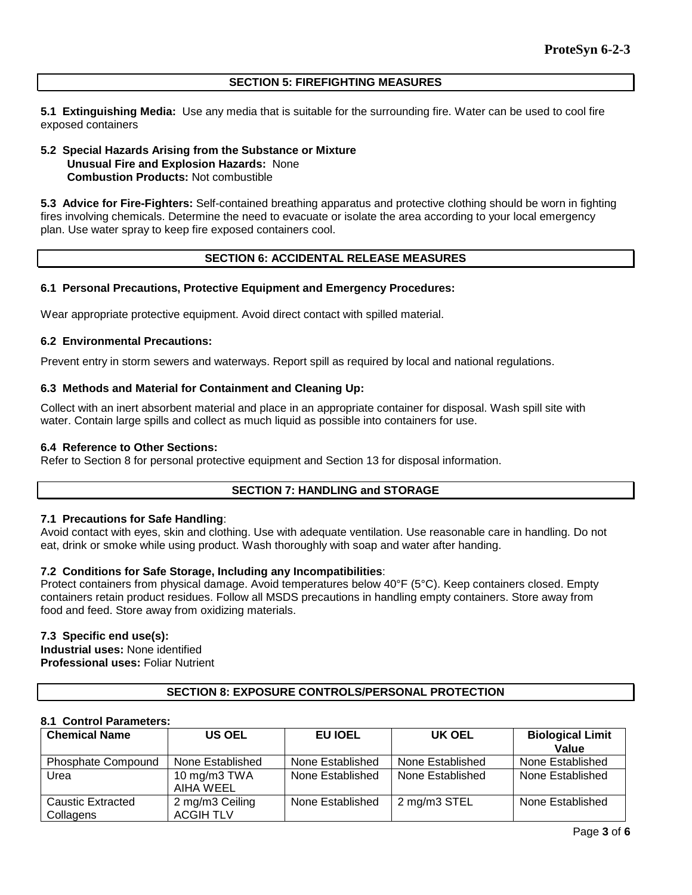## SECTION 5: FIREFIGHTING MEASURES

**5.1 Extinguishing Media:** Use any media that is suitable for the surrounding fire. Water can be used to cool fire exposed containers

**5.2 Special Hazards Arising from the Substance or Mixture**
**Unusual Fire and Explosion Hazards:** None
**Combustion Products:** Not combustible

**5.3 Advice for Fire-Fighters:** Self-contained breathing apparatus and protective clothing should be worn in fighting fires involving chemicals. Determine the need to evacuate or isolate the area according to your local emergency plan. Use water spray to keep fire exposed containers cool.

## SECTION 6: ACCIDENTAL RELEASE MEASURES

### 6.1 Personal Precautions, Protective Equipment and Emergency Procedures:

Wear appropriate protective equipment. Avoid direct contact with spilled material.

### 6.2 Environmental Precautions:

Prevent entry in storm sewers and waterways. Report spill as required by local and national regulations.

### 6.3 Methods and Material for Containment and Cleaning Up:

Collect with an inert absorbent material and place in an appropriate container for disposal. Wash spill site with water. Contain large spills and collect as much liquid as possible into containers for use.

### 6.4 Reference to Other Sections:

Refer to Section 8 for personal protective equipment and Section 13 for disposal information.

## SECTION 7: HANDLING and STORAGE

**7.1 Precautions for Safe Handling**:
Avoid contact with eyes, skin and clothing. Use with adequate ventilation. Use reasonable care in handling. Do not eat, drink or smoke while using product. Wash thoroughly with soap and water after handing.

**7.2 Conditions for Safe Storage, Including any Incompatibilities**:
Protect containers from physical damage. Avoid temperatures below 40°F (5°C). Keep containers closed. Empty containers retain product residues. Follow all MSDS precautions in handling empty containers. Store away from food and feed. Store away from oxidizing materials.

**7.3 Specific end use(s):**
**Industrial uses:** None identified
**Professional uses:** Foliar Nutrient

## SECTION 8: EXPOSURE CONTROLS/PERSONAL PROTECTION

**8.1 Control Parameters:**

| Chemical Name | US OEL | EU IOEL | UK OEL | Biological Limit Value |
|---|---|---|---|---|
| Phosphate Compound | None Established | None Established | None Established | None Established |
| Urea | 10 mg/m3 TWA AIHA WEEL | None Established | None Established | None Established |
| Caustic Extracted Collagens | 2 mg/m3 Ceiling ACGIH TLV | None Established | 2 mg/m3 STEL | None Established |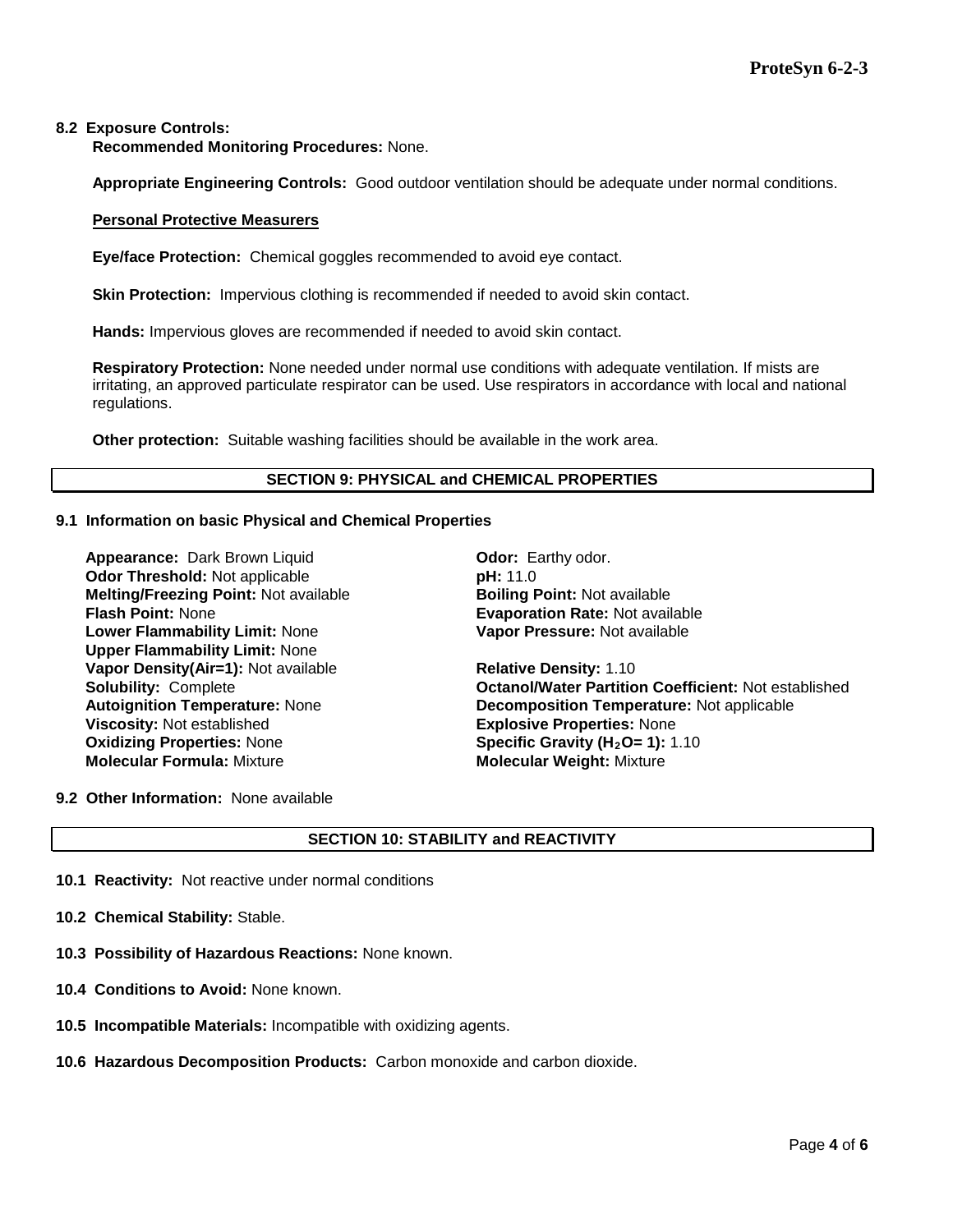### 8.2 Exposure Controls:

**Recommended Monitoring Procedures:** None.

**Appropriate Engineering Controls:** Good outdoor ventilation should be adequate under normal conditions.

**Personal Protective Measurers**

**Eye/face Protection:** Chemical goggles recommended to avoid eye contact.

**Skin Protection:** Impervious clothing is recommended if needed to avoid skin contact.

**Hands:** Impervious gloves are recommended if needed to avoid skin contact.

**Respiratory Protection:** None needed under normal use conditions with adequate ventilation. If mists are irritating, an approved particulate respirator can be used. Use respirators in accordance with local and national regulations.

**Other protection:** Suitable washing facilities should be available in the work area.

## SECTION 9: PHYSICAL and CHEMICAL PROPERTIES

### 9.1 Information on basic Physical and Chemical Properties

**Appearance:** Dark Brown Liquid
**Odor Threshold:** Not applicable
**Melting/Freezing Point:** Not available
**Flash Point:** None
**Lower Flammability Limit:** None
**Upper Flammability Limit:** None
**Vapor Density(Air=1):** Not available
**Solubility:** Complete
**Autoignition Temperature:** None
**Viscosity:** Not established
**Oxidizing Properties:** None
**Molecular Formula:** Mixture

**Odor:** Earthy odor.
**pH:** 11.0
**Boiling Point:** Not available
**Evaporation Rate:** Not available
**Vapor Pressure:** Not available

**Relative Density:** 1.10
**Octanol/Water Partition Coefficient:** Not established
**Decomposition Temperature:** Not applicable
**Explosive Properties:** None
**Specific Gravity ($H_2O$= 1):** 1.10
**Molecular Weight:** Mixture

### 9.2 Other Information: None available

## SECTION 10: STABILITY and REACTIVITY

**10.1 Reactivity:** Not reactive under normal conditions

**10.2 Chemical Stability:** Stable.

**10.3 Possibility of Hazardous Reactions:** None known.

**10.4 Conditions to Avoid:** None known.

**10.5 Incompatible Materials:** Incompatible with oxidizing agents.

**10.6 Hazardous Decomposition Products:** Carbon monoxide and carbon dioxide.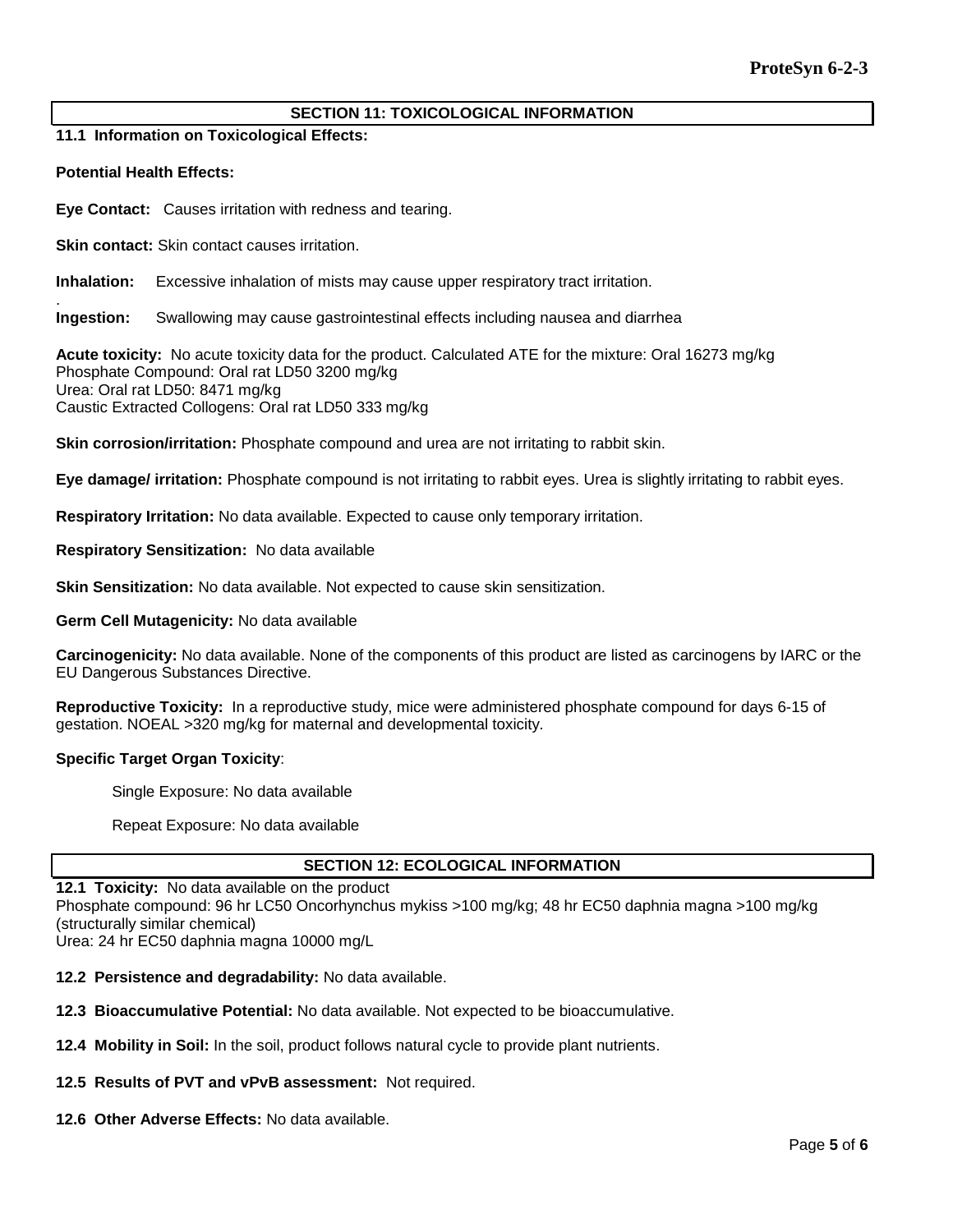## SECTION 11: TOXICOLOGICAL INFORMATION

### 11.1 Information on Toxicological Effects:

**Potential Health Effects:**

**Eye Contact:** Causes irritation with redness and tearing.

**Skin contact:** Skin contact causes irritation.

**Inhalation:** Excessive inhalation of mists may cause upper respiratory tract irritation.

.
**Ingestion:** Swallowing may cause gastrointestinal effects including nausea and diarrhea

**Acute toxicity:** No acute toxicity data for the product. Calculated ATE for the mixture: Oral 16273 mg/kg
Phosphate Compound: Oral rat LD50 3200 mg/kg
Urea: Oral rat LD50: 8471 mg/kg
Caustic Extracted Collogens: Oral rat LD50 333 mg/kg

**Skin corrosion/irritation:** Phosphate compound and urea are not irritating to rabbit skin.

**Eye damage/ irritation:** Phosphate compound is not irritating to rabbit eyes. Urea is slightly irritating to rabbit eyes.

**Respiratory Irritation:** No data available. Expected to cause only temporary irritation.

**Respiratory Sensitization:** No data available

**Skin Sensitization:** No data available. Not expected to cause skin sensitization.

**Germ Cell Mutagenicity:** No data available

**Carcinogenicity:** No data available. None of the components of this product are listed as carcinogens by IARC or the EU Dangerous Substances Directive.

**Reproductive Toxicity:** In a reproductive study, mice were administered phosphate compound for days 6-15 of gestation. NOEAL >320 mg/kg for maternal and developmental toxicity.

**Specific Target Organ Toxicity**:

Single Exposure: No data available

Repeat Exposure: No data available

## SECTION 12: ECOLOGICAL INFORMATION

**12.1 Toxicity:** No data available on the product
Phosphate compound: 96 hr LC50 Oncorhynchus mykiss >100 mg/kg; 48 hr EC50 daphnia magna >100 mg/kg (structurally similar chemical)
Urea: 24 hr EC50 daphnia magna 10000 mg/L

**12.2 Persistence and degradability:** No data available.

**12.3 Bioaccumulative Potential:** No data available. Not expected to be bioaccumulative.

**12.4 Mobility in Soil:** In the soil, product follows natural cycle to provide plant nutrients.

**12.5 Results of PVT and vPvB assessment:** Not required.

**12.6 Other Adverse Effects:** No data available.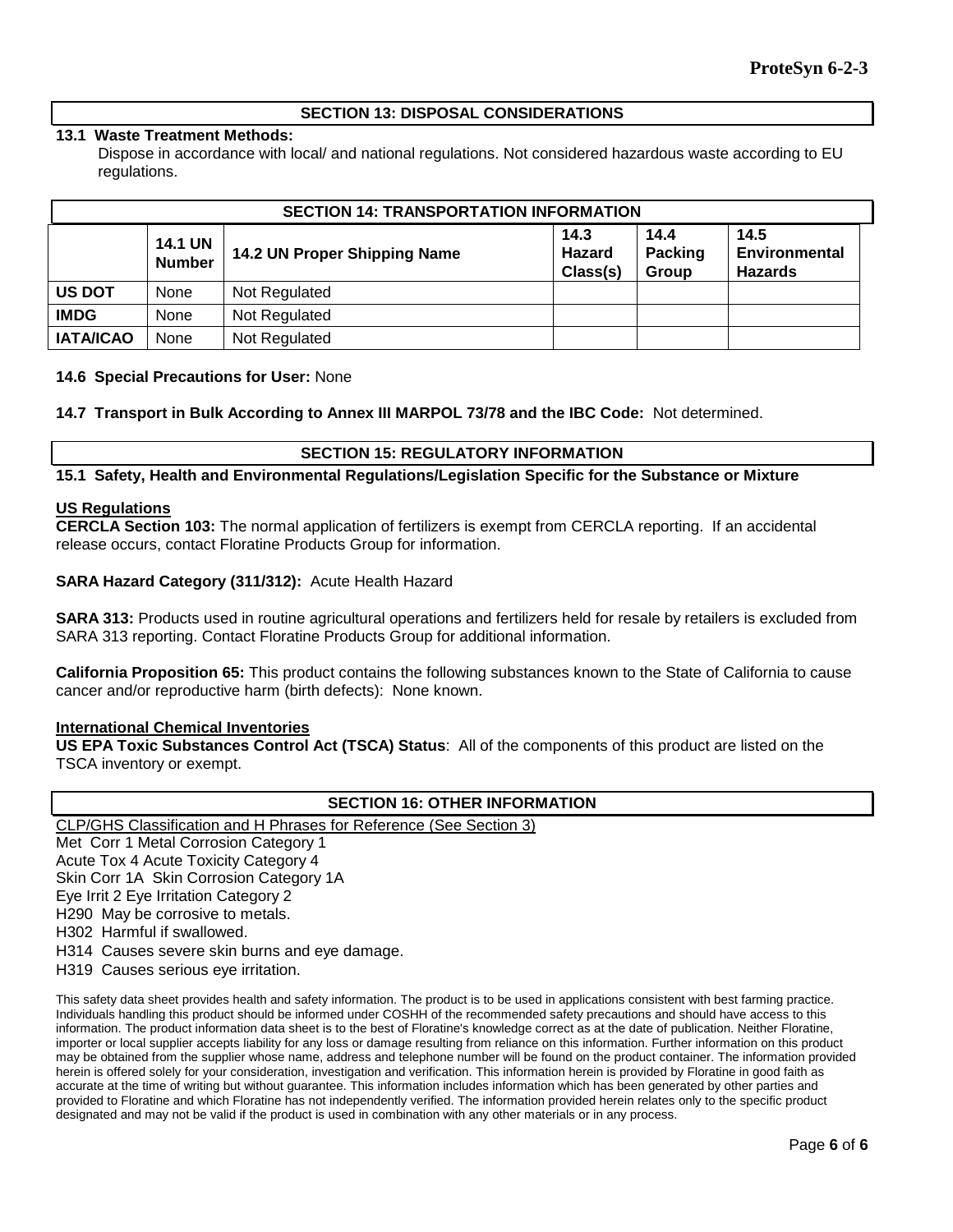## SECTION 13: DISPOSAL CONSIDERATIONS

**13.1 Waste Treatment Methods:**

Dispose in accordance with local/ and national regulations. Not considered hazardous waste according to EU regulations.

## SECTION 14: TRANSPORTATION INFORMATION

| | 14.1 UN Number | 14.2 UN Proper Shipping Name | 14.3 Hazard Class(s) | 14.4 Packing Group | 14.5 Environmental Hazards |
|---|---|---|---|---|---|
| **US DOT** | None | Not Regulated | | | |
| **IMDG** | None | Not Regulated | | | |
| **IATA/ICAO** | None | Not Regulated | | | |

**14.6 Special Precautions for User:** None

**14.7 Transport in Bulk According to Annex III MARPOL 73/78 and the IBC Code:** Not determined.

## SECTION 15: REGULATORY INFORMATION

**15.1 Safety, Health and Environmental Regulations/Legislation Specific for the Substance or Mixture**

**US Regulations**

**CERCLA Section 103:** The normal application of fertilizers is exempt from CERCLA reporting. If an accidental release occurs, contact Floratine Products Group for information.

**SARA Hazard Category (311/312):** Acute Health Hazard

**SARA 313:** Products used in routine agricultural operations and fertilizers held for resale by retailers is excluded from SARA 313 reporting. Contact Floratine Products Group for additional information.

**California Proposition 65:** This product contains the following substances known to the State of California to cause cancer and/or reproductive harm (birth defects): None known.

**International Chemical Inventories**

**US EPA Toxic Substances Control Act (TSCA) Status**: All of the components of this product are listed on the TSCA inventory or exempt.

## SECTION 16: OTHER INFORMATION

CLP/GHS Classification and H Phrases for Reference (See Section 3)

Met Corr 1 Metal Corrosion Category 1
Acute Tox 4 Acute Toxicity Category 4
Skin Corr 1A Skin Corrosion Category 1A
Eye Irrit 2 Eye Irritation Category 2
H290 May be corrosive to metals.
H302 Harmful if swallowed.
H314 Causes severe skin burns and eye damage.
H319 Causes serious eye irritation.

This safety data sheet provides health and safety information. The product is to be used in applications consistent with best farming practice. Individuals handling this product should be informed under COSHH of the recommended safety precautions and should have access to this information. The product information data sheet is to the best of Floratine's knowledge correct as at the date of publication. Neither Floratine, importer or local supplier accepts liability for any loss or damage resulting from reliance on this information. Further information on this product may be obtained from the supplier whose name, address and telephone number will be found on the product container. The information provided herein is offered solely for your consideration, investigation and verification. This information herein is provided by Floratine in good faith as accurate at the time of writing but without guarantee. This information includes information which has been generated by other parties and provided to Floratine and which Floratine has not independently verified. The information provided herein relates only to the specific product designated and may not be valid if the product is used in combination with any other materials or in any process.